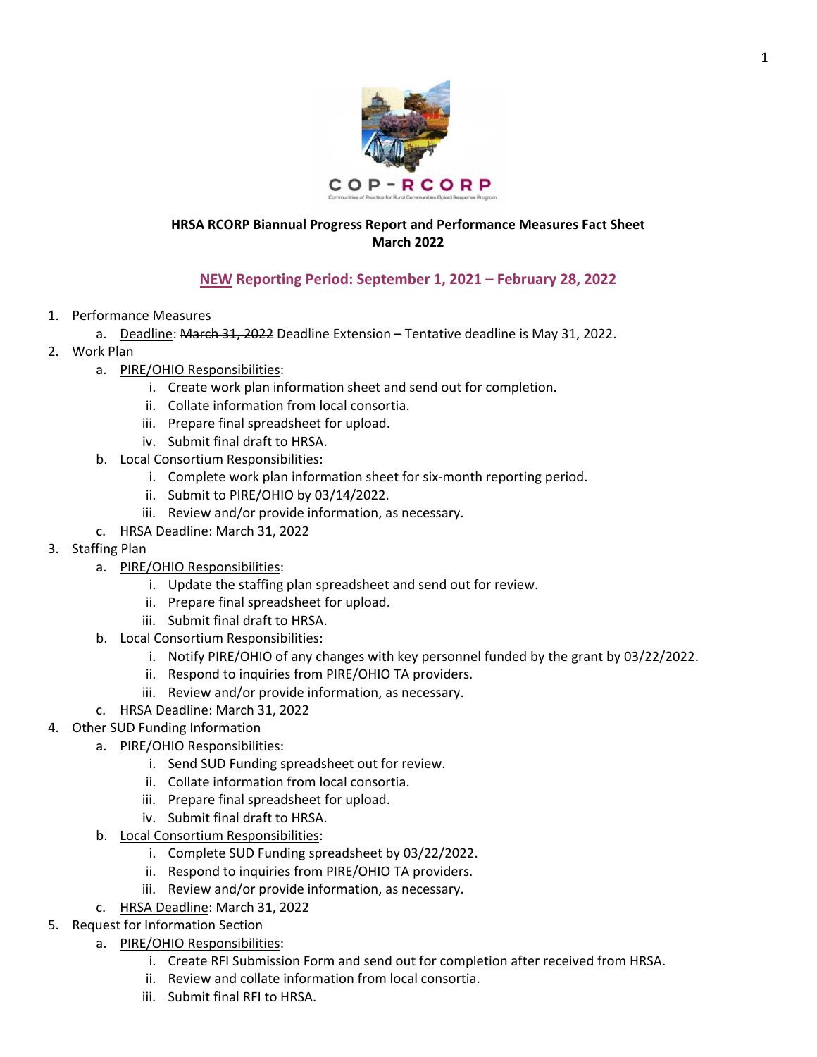COP-RCORP

Communities of Practice for Rural Communities Opioid Response Program

**HRSA RCORP Biannual Progress Report and Performance Measures Fact Sheet**
**March 2022**

**<u>NEW</u> Reporting Period: September 1, 2021 – February 28, 2022**

1. Performance Measures
   a. <u>Deadline</u>: ~~March 31, 2022~~ Deadline Extension – Tentative deadline is May 31, 2022.
2. Work Plan
   a. <u>PIRE/OHIO Responsibilities</u>:
      i. Create work plan information sheet and send out for completion.
      ii. Collate information from local consortia.
      iii. Prepare final spreadsheet for upload.
      iv. Submit final draft to HRSA.
   b. <u>Local Consortium Responsibilities</u>:
      i. Complete work plan information sheet for six-month reporting period.
      ii. Submit to PIRE/OHIO by 03/14/2022.
      iii. Review and/or provide information, as necessary.
   c. <u>HRSA Deadline</u>: March 31, 2022
3. Staffing Plan
   a. <u>PIRE/OHIO Responsibilities</u>:
      i. Update the staffing plan spreadsheet and send out for review.
      ii. Prepare final spreadsheet for upload.
      iii. Submit final draft to HRSA.
   b. <u>Local Consortium Responsibilities</u>:
      i. Notify PIRE/OHIO of any changes with key personnel funded by the grant by 03/22/2022.
      ii. Respond to inquiries from PIRE/OHIO TA providers.
      iii. Review and/or provide information, as necessary.
   c. <u>HRSA Deadline</u>: March 31, 2022
4. Other SUD Funding Information
   a. <u>PIRE/OHIO Responsibilities</u>:
      i. Send SUD Funding spreadsheet out for review.
      ii. Collate information from local consortia.
      iii. Prepare final spreadsheet for upload.
      iv. Submit final draft to HRSA.
   b. <u>Local Consortium Responsibilities</u>:
      i. Complete SUD Funding spreadsheet by 03/22/2022.
      ii. Respond to inquiries from PIRE/OHIO TA providers.
      iii. Review and/or provide information, as necessary.
   c. <u>HRSA Deadline</u>: March 31, 2022
5. Request for Information Section
   a. <u>PIRE/OHIO Responsibilities</u>:
      i. Create RFI Submission Form and send out for completion after received from HRSA.
      ii. Review and collate information from local consortia.
      iii. Submit final RFI to HRSA.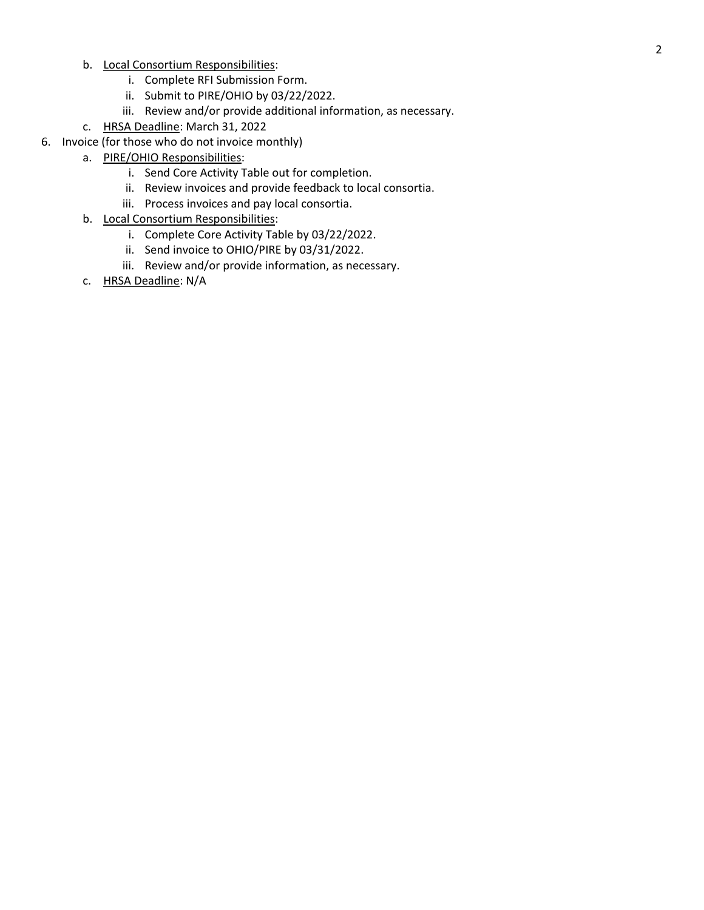b. <u>Local Consortium Responsibilities</u>:
      i. Complete RFI Submission Form.
      ii. Submit to PIRE/OHIO by 03/22/2022.
      iii. Review and/or provide additional information, as necessary.
   c. <u>HRSA Deadline</u>: March 31, 2022

6. Invoice (for those who do not invoice monthly)
   a. <u>PIRE/OHIO Responsibilities</u>:
      i. Send Core Activity Table out for completion.
      ii. Review invoices and provide feedback to local consortia.
      iii. Process invoices and pay local consortia.
   b. <u>Local Consortium Responsibilities</u>:
      i. Complete Core Activity Table by 03/22/2022.
      ii. Send invoice to OHIO/PIRE by 03/31/2022.
      iii. Review and/or provide information, as necessary.
   c. <u>HRSA Deadline</u>: N/A